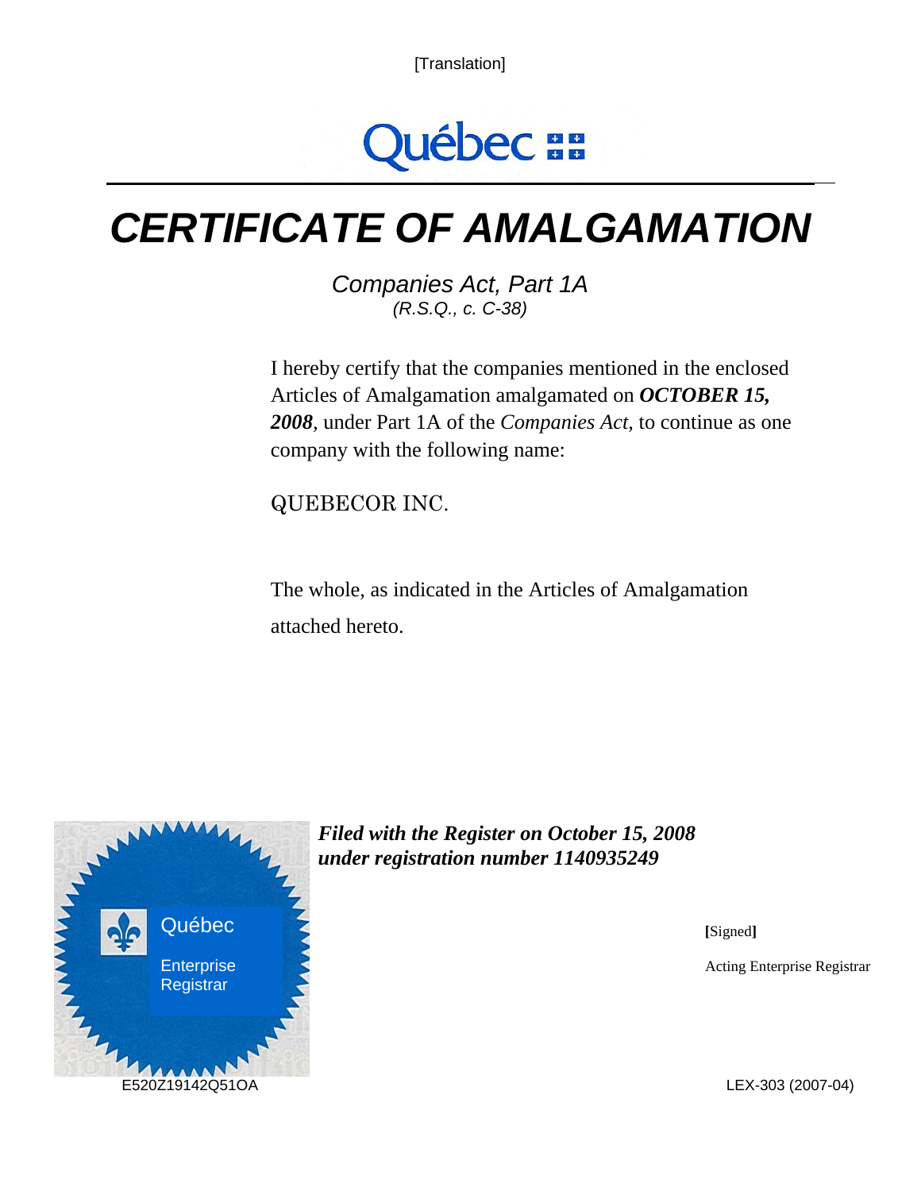[Translation]

Québec

# CERTIFICATE OF AMALGAMATION

*Companies Act, Part 1A*
*(R.S.Q., c. C-38)*

I hereby certify that the companies mentioned in the enclosed Articles of Amalgamation amalgamated on ***OCTOBER 15, 2008***, under Part 1A of the *Companies Act*, to continue as one company with the following name:

QUEBECOR INC.

The whole, as indicated in the Articles of Amalgamation attached hereto.

Québec
Enterprise Registrar

***Filed with the Register on October 15, 2008 under registration number 1140935249***

[Signed]

Acting Enterprise Registrar

E520Z19142Q51OA

LEX-303 (2007-04)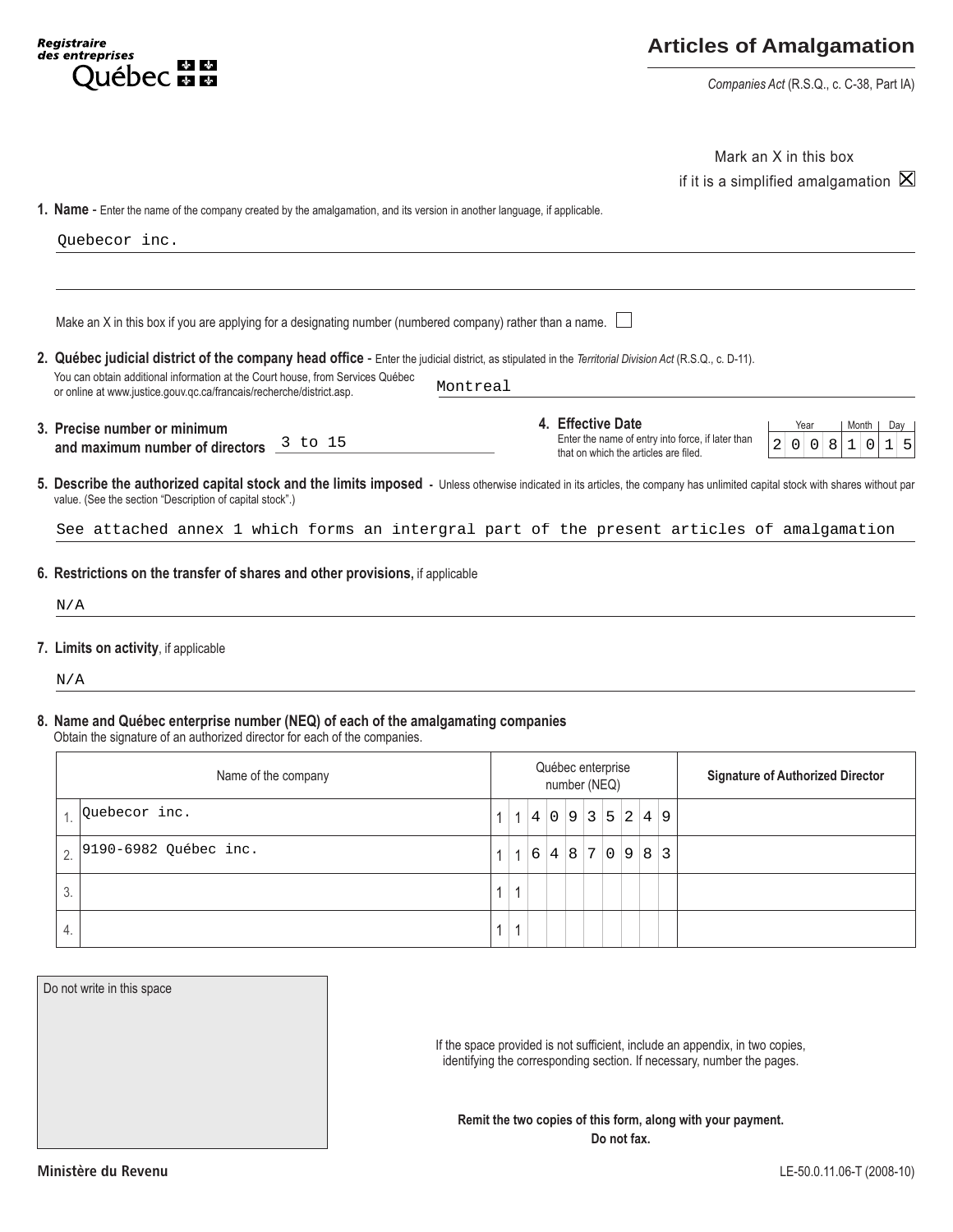Registraire des entreprises Québec

# Articles of Amalgamation

*Companies Act* (R.S.Q., c. C-38, Part IA)

Mark an X in this box if it is a simplified amalgamation ☒

**1. Name** - Enter the name of the company created by the amalgamation, and its version in another language, if applicable.

Quebecor inc.

Make an X in this box if you are applying for a designating number (numbered company) rather than a name. ☐

**2. Québec judicial district of the company head office** - Enter the judicial district, as stipulated in the *Territorial Division Act* (R.S.Q., c. D-11).
You can obtain additional information at the Court house, from Services Québec or online at www.justice.gouv.qc.ca/francais/recherche/district.asp.

Montreal

**3. Precise number or minimum and maximum number of directors** 3 to 15

**4. Effective Date**
Enter the name of entry into force, if later than that on which the articles are filed.

| Year | Month | Day |
|---|---|---|
| 2008 | 10 | 15 |

**5. Describe the authorized capital stock and the limits imposed** - Unless otherwise indicated in its articles, the company has unlimited capital stock with shares without par value. (See the section "Description of capital stock".)

See attached annex 1 which forms an intergral part of the present articles of amalgamation

**6. Restrictions on the transfer of shares and other provisions,** if applicable

N/A

**7. Limits on activity**, if applicable

N/A

**8. Name and Québec enterprise number (NEQ) of each of the amalgamating companies**
Obtain the signature of an authorized director for each of the companies.

| | Name of the company | Québec enterprise number (NEQ) | Signature of Authorized Director |
|---|---|---|---|
| 1. | Quebecor inc. | 1140935249 | |
| 2. | 9190-6982 Québec inc. | 1164870983 | |
| 3. | | 11 | |
| 4. | | 11 | |

Do not write in this space

If the space provided is not sufficient, include an appendix, in two copies, identifying the corresponding section. If necessary, number the pages.

**Remit the two copies of this form, along with your payment.**
**Do not fax.**

Ministère du Revenu

LE-50.0.11.06-T (2008-10)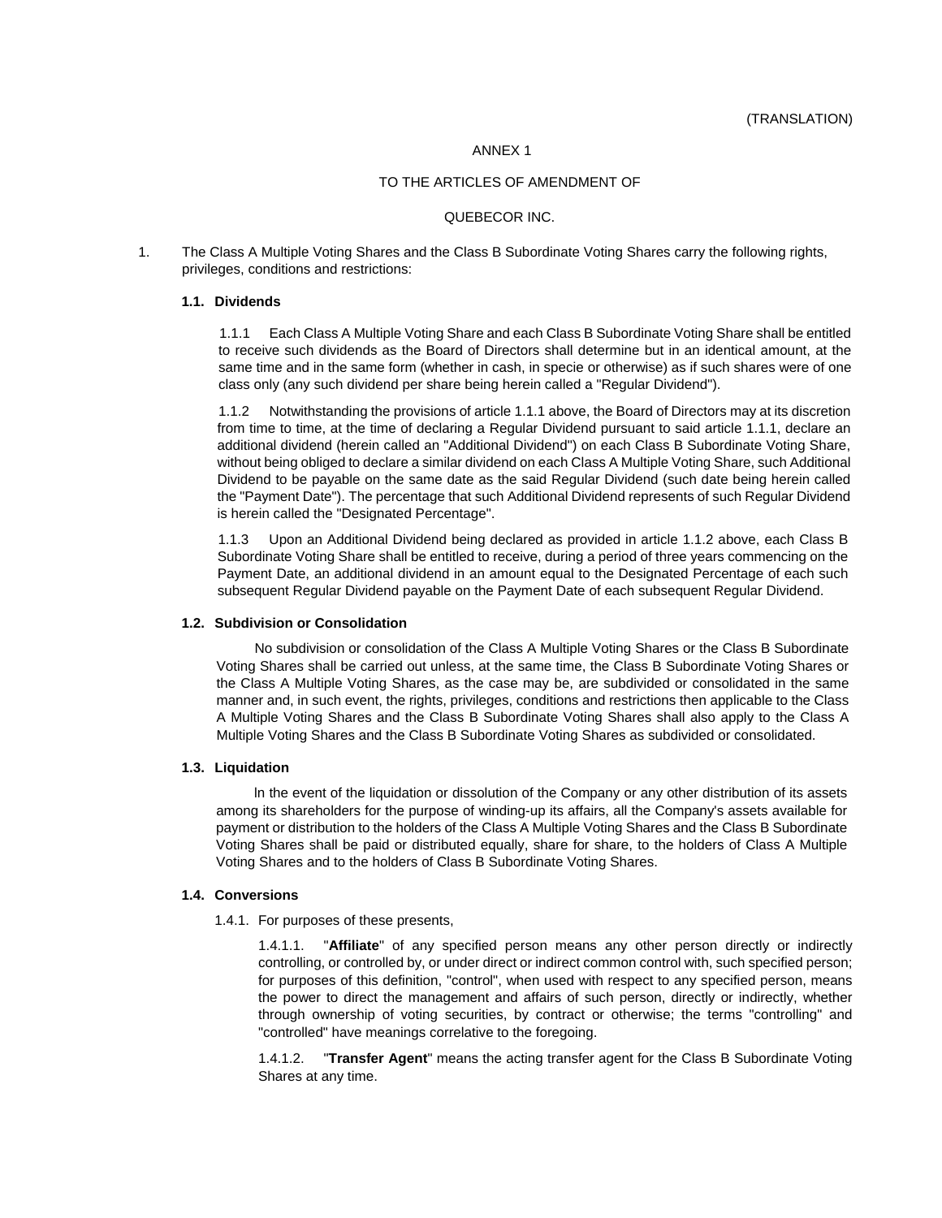(TRANSLATION)

ANNEX 1

TO THE ARTICLES OF AMENDMENT OF

QUEBECOR INC.

1. The Class A Multiple Voting Shares and the Class B Subordinate Voting Shares carry the following rights, privileges, conditions and restrictions:

**1.1. Dividends**

1.1.1 Each Class A Multiple Voting Share and each Class B Subordinate Voting Share shall be entitled to receive such dividends as the Board of Directors shall determine but in an identical amount, at the same time and in the same form (whether in cash, in specie or otherwise) as if such shares were of one class only (any such dividend per share being herein called a "Regular Dividend").

1.1.2 Notwithstanding the provisions of article 1.1.1 above, the Board of Directors may at its discretion from time to time, at the time of declaring a Regular Dividend pursuant to said article 1.1.1, declare an additional dividend (herein called an "Additional Dividend") on each Class B Subordinate Voting Share, without being obliged to declare a similar dividend on each Class A Multiple Voting Share, such Additional Dividend to be payable on the same date as the said Regular Dividend (such date being herein called the "Payment Date"). The percentage that such Additional Dividend represents of such Regular Dividend is herein called the "Designated Percentage".

1.1.3 Upon an Additional Dividend being declared as provided in article 1.1.2 above, each Class B Subordinate Voting Share shall be entitled to receive, during a period of three years commencing on the Payment Date, an additional dividend in an amount equal to the Designated Percentage of each such subsequent Regular Dividend payable on the Payment Date of each subsequent Regular Dividend.

**1.2. Subdivision or Consolidation**

No subdivision or consolidation of the Class A Multiple Voting Shares or the Class B Subordinate Voting Shares shall be carried out unless, at the same time, the Class B Subordinate Voting Shares or the Class A Multiple Voting Shares, as the case may be, are subdivided or consolidated in the same manner and, in such event, the rights, privileges, conditions and restrictions then applicable to the Class A Multiple Voting Shares and the Class B Subordinate Voting Shares shall also apply to the Class A Multiple Voting Shares and the Class B Subordinate Voting Shares as subdivided or consolidated.

**1.3. Liquidation**

In the event of the liquidation or dissolution of the Company or any other distribution of its assets among its shareholders for the purpose of winding-up its affairs, all the Company's assets available for payment or distribution to the holders of the Class A Multiple Voting Shares and the Class B Subordinate Voting Shares shall be paid or distributed equally, share for share, to the holders of Class A Multiple Voting Shares and to the holders of Class B Subordinate Voting Shares.

**1.4. Conversions**

1.4.1. For purposes of these presents,

1.4.1.1. "**Affiliate**" of any specified person means any other person directly or indirectly controlling, or controlled by, or under direct or indirect common control with, such specified person; for purposes of this definition, "control", when used with respect to any specified person, means the power to direct the management and affairs of such person, directly or indirectly, whether through ownership of voting securities, by contract or otherwise; the terms "controlling" and "controlled" have meanings correlative to the foregoing.

1.4.1.2. "**Transfer Agent**" means the acting transfer agent for the Class B Subordinate Voting Shares at any time.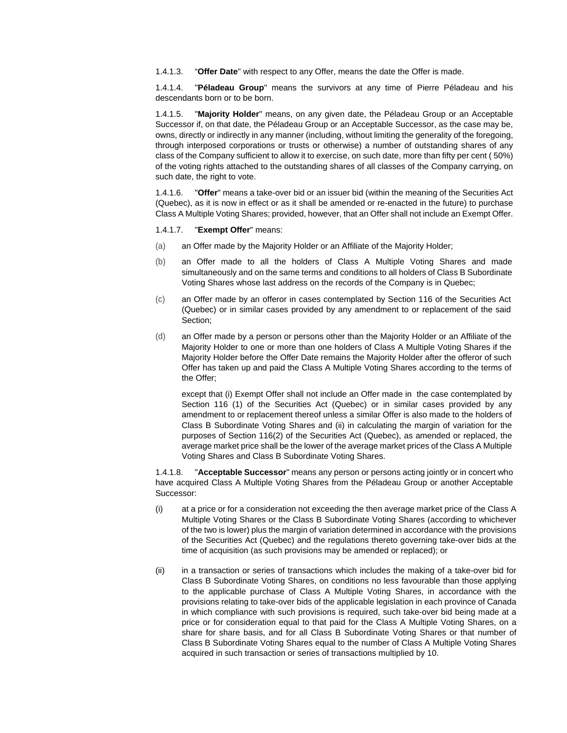1.4.1.3. "**Offer Date**" with respect to any Offer, means the date the Offer is made.

1.4.1.4. "**Péladeau Group**" means the survivors at any time of Pierre Péladeau and his descendants born or to be born.

1.4.1.5. "**Majority Holder**" means, on any given date, the Péladeau Group or an Acceptable Successor if, on that date, the Péladeau Group or an Acceptable Successor, as the case may be, owns, directly or indirectly in any manner (including, without limiting the generality of the foregoing, through interposed corporations or trusts or otherwise) a number of outstanding shares of any class of the Company sufficient to allow it to exercise, on such date, more than fifty per cent ( 50%) of the voting rights attached to the outstanding shares of all classes of the Company carrying, on such date, the right to vote.

1.4.1.6. "**Offer**" means a take-over bid or an issuer bid (within the meaning of the Securities Act (Quebec), as it is now in effect or as it shall be amended or re-enacted in the future) to purchase Class A Multiple Voting Shares; provided, however, that an Offer shall not include an Exempt Offer.

1.4.1.7. "**Exempt Offer**" means:

(a) an Offer made by the Majority Holder or an Affiliate of the Majority Holder;

(b) an Offer made to all the holders of Class A Multiple Voting Shares and made simultaneously and on the same terms and conditions to all holders of Class B Subordinate Voting Shares whose last address on the records of the Company is in Quebec;

(c) an Offer made by an offeror in cases contemplated by Section 116 of the Securities Act (Quebec) or in similar cases provided by any amendment to or replacement of the said Section;

(d) an Offer made by a person or persons other than the Majority Holder or an Affiliate of the Majority Holder to one or more than one holders of Class A Multiple Voting Shares if the Majority Holder before the Offer Date remains the Majority Holder after the offeror of such Offer has taken up and paid the Class A Multiple Voting Shares according to the terms of the Offer;

except that (i) Exempt Offer shall not include an Offer made in the case contemplated by Section 116 (1) of the Securities Act (Quebec) or in similar cases provided by any amendment to or replacement thereof unless a similar Offer is also made to the holders of Class B Subordinate Voting Shares and (ii) in calculating the margin of variation for the purposes of Section 116(2) of the Securities Act (Quebec), as amended or replaced, the average market price shall be the lower of the average market prices of the Class A Multiple Voting Shares and Class B Subordinate Voting Shares.

1.4.1.8. "**Acceptable Successor**" means any person or persons acting jointly or in concert who have acquired Class A Multiple Voting Shares from the Péladeau Group or another Acceptable Successor:

(i) at a price or for a consideration not exceeding the then average market price of the Class A Multiple Voting Shares or the Class B Subordinate Voting Shares (according to whichever of the two is lower) plus the margin of variation determined in accordance with the provisions of the Securities Act (Quebec) and the regulations thereto governing take-over bids at the time of acquisition (as such provisions may be amended or replaced); or

(ii) in a transaction or series of transactions which includes the making of a take-over bid for Class B Subordinate Voting Shares, on conditions no less favourable than those applying to the applicable purchase of Class A Multiple Voting Shares, in accordance with the provisions relating to take-over bids of the applicable legislation in each province of Canada in which compliance with such provisions is required, such take-over bid being made at a price or for consideration equal to that paid for the Class A Multiple Voting Shares, on a share for share basis, and for all Class B Subordinate Voting Shares or that number of Class B Subordinate Voting Shares equal to the number of Class A Multiple Voting Shares acquired in such transaction or series of transactions multiplied by 10.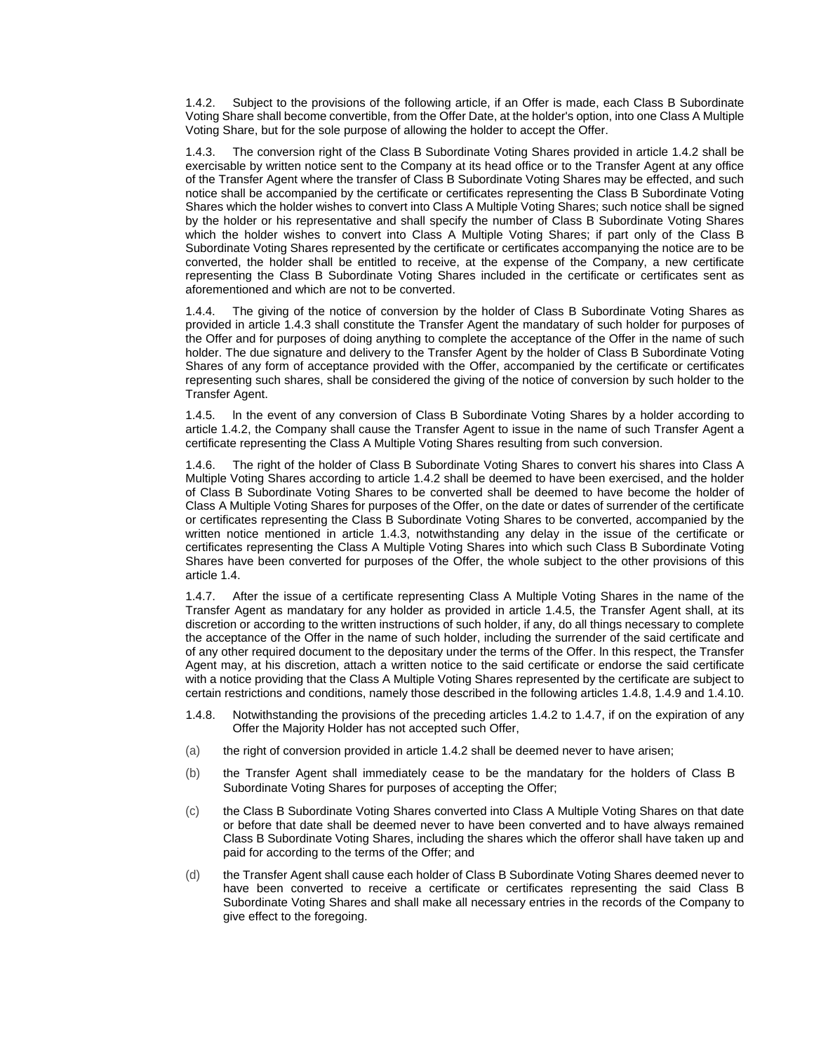1.4.2. Subject to the provisions of the following article, if an Offer is made, each Class B Subordinate Voting Share shall become convertible, from the Offer Date, at the holder's option, into one Class A Multiple Voting Share, but for the sole purpose of allowing the holder to accept the Offer.

1.4.3. The conversion right of the Class B Subordinate Voting Shares provided in article 1.4.2 shall be exercisable by written notice sent to the Company at its head office or to the Transfer Agent at any office of the Transfer Agent where the transfer of Class B Subordinate Voting Shares may be effected, and such notice shall be accompanied by the certificate or certificates representing the Class B Subordinate Voting Shares which the holder wishes to convert into Class A Multiple Voting Shares; such notice shall be signed by the holder or his representative and shall specify the number of Class B Subordinate Voting Shares which the holder wishes to convert into Class A Multiple Voting Shares; if part only of the Class B Subordinate Voting Shares represented by the certificate or certificates accompanying the notice are to be converted, the holder shall be entitled to receive, at the expense of the Company, a new certificate representing the Class B Subordinate Voting Shares included in the certificate or certificates sent as aforementioned and which are not to be converted.

1.4.4. The giving of the notice of conversion by the holder of Class B Subordinate Voting Shares as provided in article 1.4.3 shall constitute the Transfer Agent the mandatary of such holder for purposes of the Offer and for purposes of doing anything to complete the acceptance of the Offer in the name of such holder. The due signature and delivery to the Transfer Agent by the holder of Class B Subordinate Voting Shares of any form of acceptance provided with the Offer, accompanied by the certificate or certificates representing such shares, shall be considered the giving of the notice of conversion by such holder to the Transfer Agent.

1.4.5. ln the event of any conversion of Class B Subordinate Voting Shares by a holder according to article 1.4.2, the Company shall cause the Transfer Agent to issue in the name of such Transfer Agent a certificate representing the Class A Multiple Voting Shares resulting from such conversion.

1.4.6. The right of the holder of Class B Subordinate Voting Shares to convert his shares into Class A Multiple Voting Shares according to article 1.4.2 shall be deemed to have been exercised, and the holder of Class B Subordinate Voting Shares to be converted shall be deemed to have become the holder of Class A Multiple Voting Shares for purposes of the Offer, on the date or dates of surrender of the certificate or certificates representing the Class B Subordinate Voting Shares to be converted, accompanied by the written notice mentioned in article 1.4.3, notwithstanding any delay in the issue of the certificate or certificates representing the Class A Multiple Voting Shares into which such Class B Subordinate Voting Shares have been converted for purposes of the Offer, the whole subject to the other provisions of this article 1.4.

1.4.7. After the issue of a certificate representing Class A Multiple Voting Shares in the name of the Transfer Agent as mandatary for any holder as provided in article 1.4.5, the Transfer Agent shall, at its discretion or according to the written instructions of such holder, if any, do all things necessary to complete the acceptance of the Offer in the name of such holder, including the surrender of the said certificate and of any other required document to the depositary under the terms of the Offer. ln this respect, the Transfer Agent may, at his discretion, attach a written notice to the said certificate or endorse the said certificate with a notice providing that the Class A Multiple Voting Shares represented by the certificate are subject to certain restrictions and conditions, namely those described in the following articles 1.4.8, 1.4.9 and 1.4.10.

1.4.8. Notwithstanding the provisions of the preceding articles 1.4.2 to 1.4.7, if on the expiration of any Offer the Majority Holder has not accepted such Offer,

(a) the right of conversion provided in article 1.4.2 shall be deemed never to have arisen;

(b) the Transfer Agent shall immediately cease to be the mandatary for the holders of Class B Subordinate Voting Shares for purposes of accepting the Offer;

(c) the Class B Subordinate Voting Shares converted into Class A Multiple Voting Shares on that date or before that date shall be deemed never to have been converted and to have always remained Class B Subordinate Voting Shares, including the shares which the offeror shall have taken up and paid for according to the terms of the Offer; and

(d) the Transfer Agent shall cause each holder of Class B Subordinate Voting Shares deemed never to have been converted to receive a certificate or certificates representing the said Class B Subordinate Voting Shares and shall make all necessary entries in the records of the Company to give effect to the foregoing.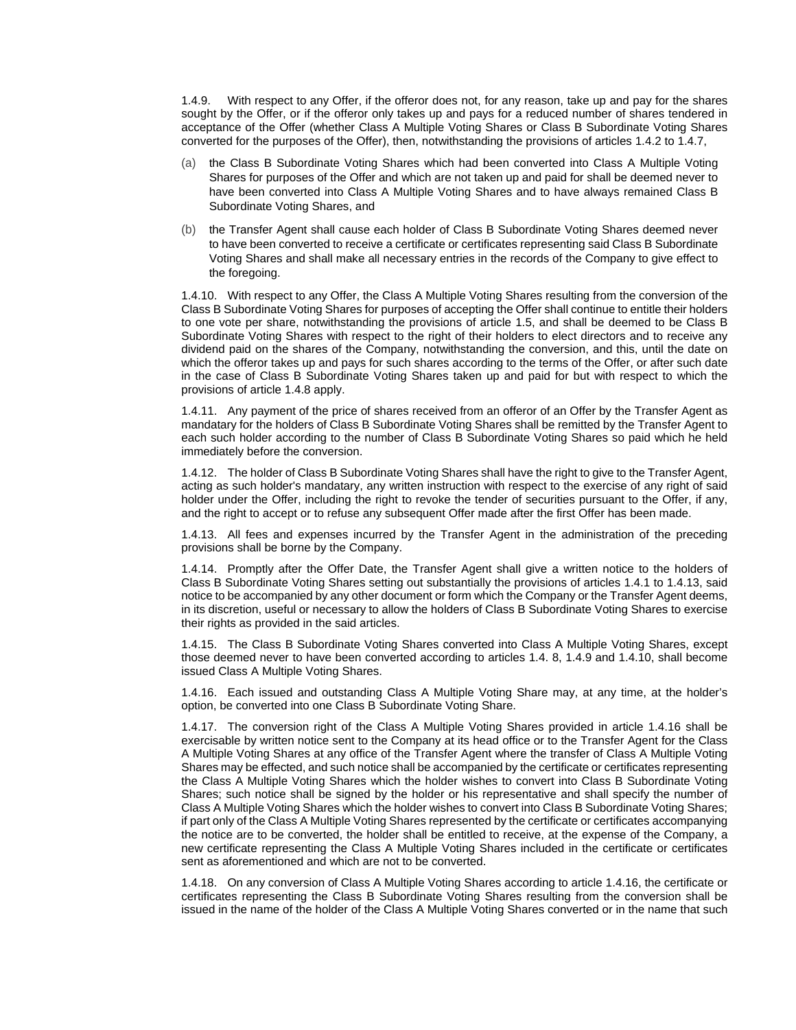1.4.9. With respect to any Offer, if the offeror does not, for any reason, take up and pay for the shares sought by the Offer, or if the offeror only takes up and pays for a reduced number of shares tendered in acceptance of the Offer (whether Class A Multiple Voting Shares or Class B Subordinate Voting Shares converted for the purposes of the Offer), then, notwithstanding the provisions of articles 1.4.2 to 1.4.7,

(a) the Class B Subordinate Voting Shares which had been converted into Class A Multiple Voting Shares for purposes of the Offer and which are not taken up and paid for shall be deemed never to have been converted into Class A Multiple Voting Shares and to have always remained Class B Subordinate Voting Shares, and

(b) the Transfer Agent shall cause each holder of Class B Subordinate Voting Shares deemed never to have been converted to receive a certificate or certificates representing said Class B Subordinate Voting Shares and shall make all necessary entries in the records of the Company to give effect to the foregoing.

1.4.10. With respect to any Offer, the Class A Multiple Voting Shares resulting from the conversion of the Class B Subordinate Voting Shares for purposes of accepting the Offer shall continue to entitle their holders to one vote per share, notwithstanding the provisions of article 1.5, and shall be deemed to be Class B Subordinate Voting Shares with respect to the right of their holders to elect directors and to receive any dividend paid on the shares of the Company, notwithstanding the conversion, and this, until the date on which the offeror takes up and pays for such shares according to the terms of the Offer, or after such date in the case of Class B Subordinate Voting Shares taken up and paid for but with respect to which the provisions of article 1.4.8 apply.

1.4.11. Any payment of the price of shares received from an offeror of an Offer by the Transfer Agent as mandatary for the holders of Class B Subordinate Voting Shares shall be remitted by the Transfer Agent to each such holder according to the number of Class B Subordinate Voting Shares so paid which he held immediately before the conversion.

1.4.12. The holder of Class B Subordinate Voting Shares shall have the right to give to the Transfer Agent, acting as such holder's mandatary, any written instruction with respect to the exercise of any right of said holder under the Offer, including the right to revoke the tender of securities pursuant to the Offer, if any, and the right to accept or to refuse any subsequent Offer made after the first Offer has been made.

1.4.13. All fees and expenses incurred by the Transfer Agent in the administration of the preceding provisions shall be borne by the Company.

1.4.14. Promptly after the Offer Date, the Transfer Agent shall give a written notice to the holders of Class B Subordinate Voting Shares setting out substantially the provisions of articles 1.4.1 to 1.4.13, said notice to be accompanied by any other document or form which the Company or the Transfer Agent deems, in its discretion, useful or necessary to allow the holders of Class B Subordinate Voting Shares to exercise their rights as provided in the said articles.

1.4.15. The Class B Subordinate Voting Shares converted into Class A Multiple Voting Shares, except those deemed never to have been converted according to articles 1.4. 8, 1.4.9 and 1.4.10, shall become issued Class A Multiple Voting Shares.

1.4.16. Each issued and outstanding Class A Multiple Voting Share may, at any time, at the holder's option, be converted into one Class B Subordinate Voting Share.

1.4.17. The conversion right of the Class A Multiple Voting Shares provided in article 1.4.16 shall be exercisable by written notice sent to the Company at its head office or to the Transfer Agent for the Class A Multiple Voting Shares at any office of the Transfer Agent where the transfer of Class A Multiple Voting Shares may be effected, and such notice shall be accompanied by the certificate or certificates representing the Class A Multiple Voting Shares which the holder wishes to convert into Class B Subordinate Voting Shares; such notice shall be signed by the holder or his representative and shall specify the number of Class A Multiple Voting Shares which the holder wishes to convert into Class B Subordinate Voting Shares; if part only of the Class A Multiple Voting Shares represented by the certificate or certificates accompanying the notice are to be converted, the holder shall be entitled to receive, at the expense of the Company, a new certificate representing the Class A Multiple Voting Shares included in the certificate or certificates sent as aforementioned and which are not to be converted.

1.4.18. On any conversion of Class A Multiple Voting Shares according to article 1.4.16, the certificate or certificates representing the Class B Subordinate Voting Shares resulting from the conversion shall be issued in the name of the holder of the Class A Multiple Voting Shares converted or in the name that such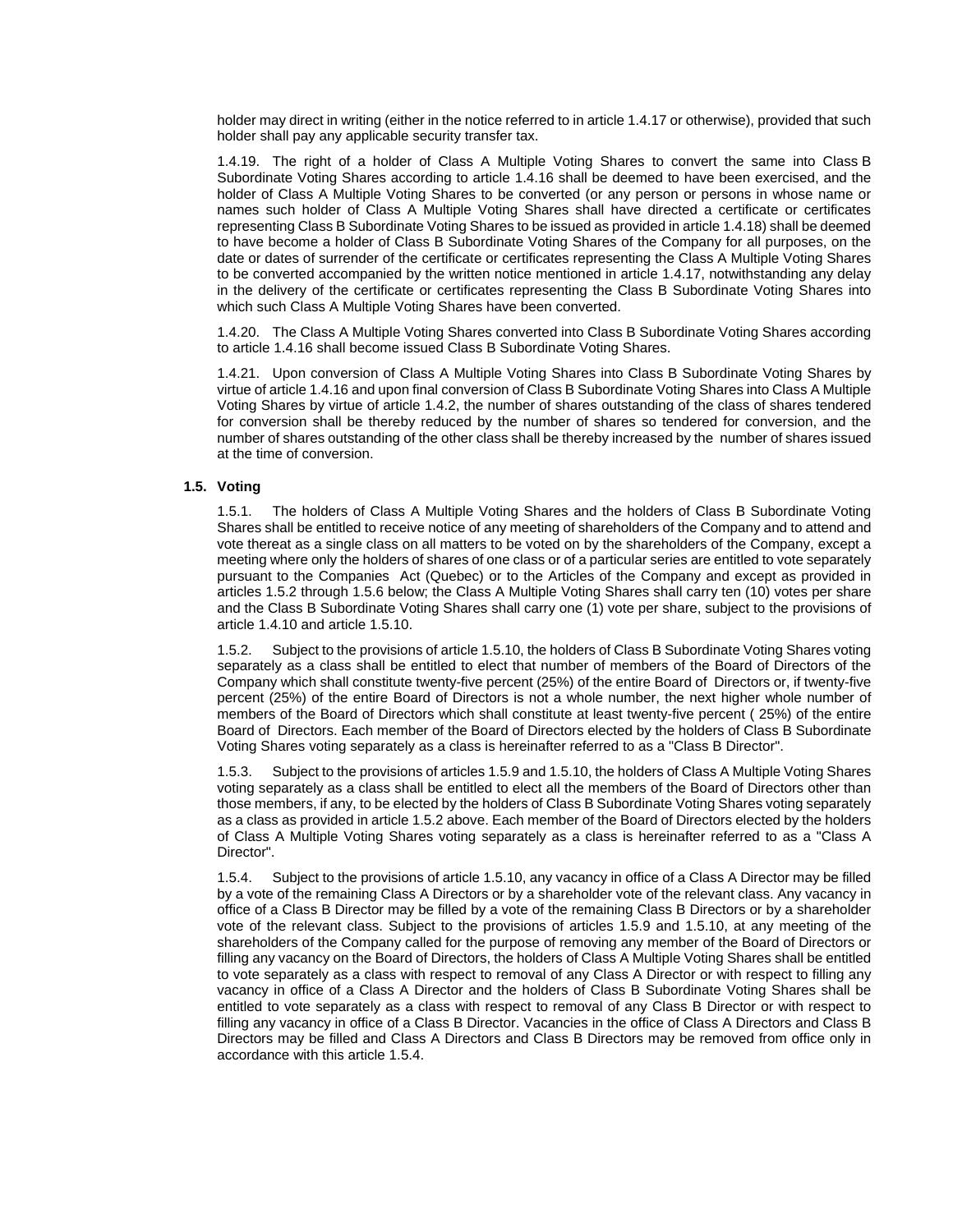holder may direct in writing (either in the notice referred to in article 1.4.17 or otherwise), provided that such holder shall pay any applicable security transfer tax.

1.4.19. The right of a holder of Class A Multiple Voting Shares to convert the same into Class B Subordinate Voting Shares according to article 1.4.16 shall be deemed to have been exercised, and the holder of Class A Multiple Voting Shares to be converted (or any person or persons in whose name or names such holder of Class A Multiple Voting Shares shall have directed a certificate or certificates representing Class B Subordinate Voting Shares to be issued as provided in article 1.4.18) shall be deemed to have become a holder of Class B Subordinate Voting Shares of the Company for all purposes, on the date or dates of surrender of the certificate or certificates representing the Class A Multiple Voting Shares to be converted accompanied by the written notice mentioned in article 1.4.17, notwithstanding any delay in the delivery of the certificate or certificates representing the Class B Subordinate Voting Shares into which such Class A Multiple Voting Shares have been converted.

1.4.20. The Class A Multiple Voting Shares converted into Class B Subordinate Voting Shares according to article 1.4.16 shall become issued Class B Subordinate Voting Shares.

1.4.21. Upon conversion of Class A Multiple Voting Shares into Class B Subordinate Voting Shares by virtue of article 1.4.16 and upon final conversion of Class B Subordinate Voting Shares into Class A Multiple Voting Shares by virtue of article 1.4.2, the number of shares outstanding of the class of shares tendered for conversion shall be thereby reduced by the number of shares so tendered for conversion, and the number of shares outstanding of the other class shall be thereby increased by the number of shares issued at the time of conversion.

### 1.5. Voting

1.5.1. The holders of Class A Multiple Voting Shares and the holders of Class B Subordinate Voting Shares shall be entitled to receive notice of any meeting of shareholders of the Company and to attend and vote thereat as a single class on all matters to be voted on by the shareholders of the Company, except a meeting where only the holders of shares of one class or of a particular series are entitled to vote separately pursuant to the Companies Act (Quebec) or to the Articles of the Company and except as provided in articles 1.5.2 through 1.5.6 below; the Class A Multiple Voting Shares shall carry ten (10) votes per share and the Class B Subordinate Voting Shares shall carry one (1) vote per share, subject to the provisions of article 1.4.10 and article 1.5.10.

1.5.2. Subject to the provisions of article 1.5.10, the holders of Class B Subordinate Voting Shares voting separately as a class shall be entitled to elect that number of members of the Board of Directors of the Company which shall constitute twenty-five percent (25%) of the entire Board of Directors or, if twenty-five percent (25%) of the entire Board of Directors is not a whole number, the next higher whole number of members of the Board of Directors which shall constitute at least twenty-five percent ( 25%) of the entire Board of Directors. Each member of the Board of Directors elected by the holders of Class B Subordinate Voting Shares voting separately as a class is hereinafter referred to as a "Class B Director".

1.5.3. Subject to the provisions of articles 1.5.9 and 1.5.10, the holders of Class A Multiple Voting Shares voting separately as a class shall be entitled to elect all the members of the Board of Directors other than those members, if any, to be elected by the holders of Class B Subordinate Voting Shares voting separately as a class as provided in article 1.5.2 above. Each member of the Board of Directors elected by the holders of Class A Multiple Voting Shares voting separately as a class is hereinafter referred to as a "Class A Director".

1.5.4. Subject to the provisions of article 1.5.10, any vacancy in office of a Class A Director may be filled by a vote of the remaining Class A Directors or by a shareholder vote of the relevant class. Any vacancy in office of a Class B Director may be filled by a vote of the remaining Class B Directors or by a shareholder vote of the relevant class. Subject to the provisions of articles 1.5.9 and 1.5.10, at any meeting of the shareholders of the Company called for the purpose of removing any member of the Board of Directors or filling any vacancy on the Board of Directors, the holders of Class A Multiple Voting Shares shall be entitled to vote separately as a class with respect to removal of any Class A Director or with respect to filling any vacancy in office of a Class A Director and the holders of Class B Subordinate Voting Shares shall be entitled to vote separately as a class with respect to removal of any Class B Director or with respect to filling any vacancy in office of a Class B Director. Vacancies in the office of Class A Directors and Class B Directors may be filled and Class A Directors and Class B Directors may be removed from office only in accordance with this article 1.5.4.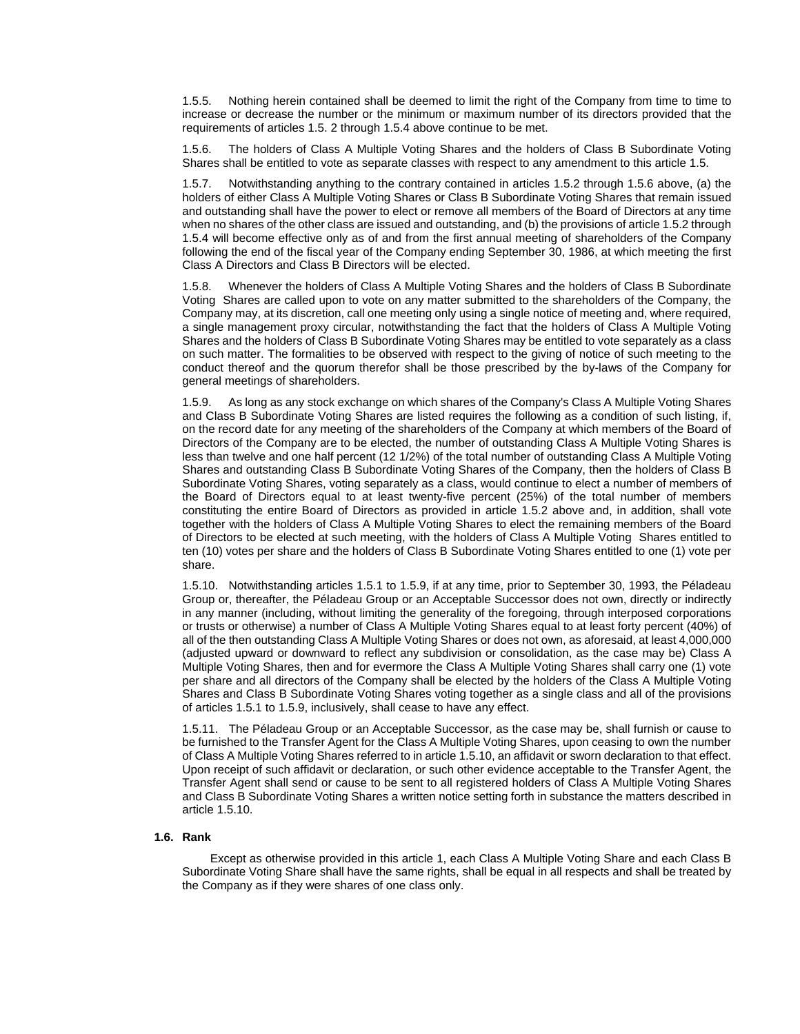1.5.5. Nothing herein contained shall be deemed to limit the right of the Company from time to time to increase or decrease the number or the minimum or maximum number of its directors provided that the requirements of articles 1.5. 2 through 1.5.4 above continue to be met.

1.5.6. The holders of Class A Multiple Voting Shares and the holders of Class B Subordinate Voting Shares shall be entitled to vote as separate classes with respect to any amendment to this article 1.5.

1.5.7. Notwithstanding anything to the contrary contained in articles 1.5.2 through 1.5.6 above, (a) the holders of either Class A Multiple Voting Shares or Class B Subordinate Voting Shares that remain issued and outstanding shall have the power to elect or remove all members of the Board of Directors at any time when no shares of the other class are issued and outstanding, and (b) the provisions of article 1.5.2 through 1.5.4 will become effective only as of and from the first annual meeting of shareholders of the Company following the end of the fiscal year of the Company ending September 30, 1986, at which meeting the first Class A Directors and Class B Directors will be elected.

1.5.8. Whenever the holders of Class A Multiple Voting Shares and the holders of Class B Subordinate Voting Shares are called upon to vote on any matter submitted to the shareholders of the Company, the Company may, at its discretion, call one meeting only using a single notice of meeting and, where required, a single management proxy circular, notwithstanding the fact that the holders of Class A Multiple Voting Shares and the holders of Class B Subordinate Voting Shares may be entitled to vote separately as a class on such matter. The formalities to be observed with respect to the giving of notice of such meeting to the conduct thereof and the quorum therefor shall be those prescribed by the by-laws of the Company for general meetings of shareholders.

1.5.9. As long as any stock exchange on which shares of the Company's Class A Multiple Voting Shares and Class B Subordinate Voting Shares are listed requires the following as a condition of such listing, if, on the record date for any meeting of the shareholders of the Company at which members of the Board of Directors of the Company are to be elected, the number of outstanding Class A Multiple Voting Shares is less than twelve and one half percent (12 1/2%) of the total number of outstanding Class A Multiple Voting Shares and outstanding Class B Subordinate Voting Shares of the Company, then the holders of Class B Subordinate Voting Shares, voting separately as a class, would continue to elect a number of members of the Board of Directors equal to at least twenty-five percent (25%) of the total number of members constituting the entire Board of Directors as provided in article 1.5.2 above and, in addition, shall vote together with the holders of Class A Multiple Voting Shares to elect the remaining members of the Board of Directors to be elected at such meeting, with the holders of Class A Multiple Voting Shares entitled to ten (10) votes per share and the holders of Class B Subordinate Voting Shares entitled to one (1) vote per share.

1.5.10. Notwithstanding articles 1.5.1 to 1.5.9, if at any time, prior to September 30, 1993, the Péladeau Group or, thereafter, the Péladeau Group or an Acceptable Successor does not own, directly or indirectly in any manner (including, without limiting the generality of the foregoing, through interposed corporations or trusts or otherwise) a number of Class A Multiple Voting Shares equal to at least forty percent (40%) of all of the then outstanding Class A Multiple Voting Shares or does not own, as aforesaid, at least 4,000,000 (adjusted upward or downward to reflect any subdivision or consolidation, as the case may be) Class A Multiple Voting Shares, then and for evermore the Class A Multiple Voting Shares shall carry one (1) vote per share and all directors of the Company shall be elected by the holders of the Class A Multiple Voting Shares and Class B Subordinate Voting Shares voting together as a single class and all of the provisions of articles 1.5.1 to 1.5.9, inclusively, shall cease to have any effect.

1.5.11. The Péladeau Group or an Acceptable Successor, as the case may be, shall furnish or cause to be furnished to the Transfer Agent for the Class A Multiple Voting Shares, upon ceasing to own the number of Class A Multiple Voting Shares referred to in article 1.5.10, an affidavit or sworn declaration to that effect. Upon receipt of such affidavit or declaration, or such other evidence acceptable to the Transfer Agent, the Transfer Agent shall send or cause to be sent to all registered holders of Class A Multiple Voting Shares and Class B Subordinate Voting Shares a written notice setting forth in substance the matters described in article 1.5.10.

### 1.6. Rank

Except as otherwise provided in this article 1, each Class A Multiple Voting Share and each Class B Subordinate Voting Share shall have the same rights, shall be equal in all respects and shall be treated by the Company as if they were shares of one class only.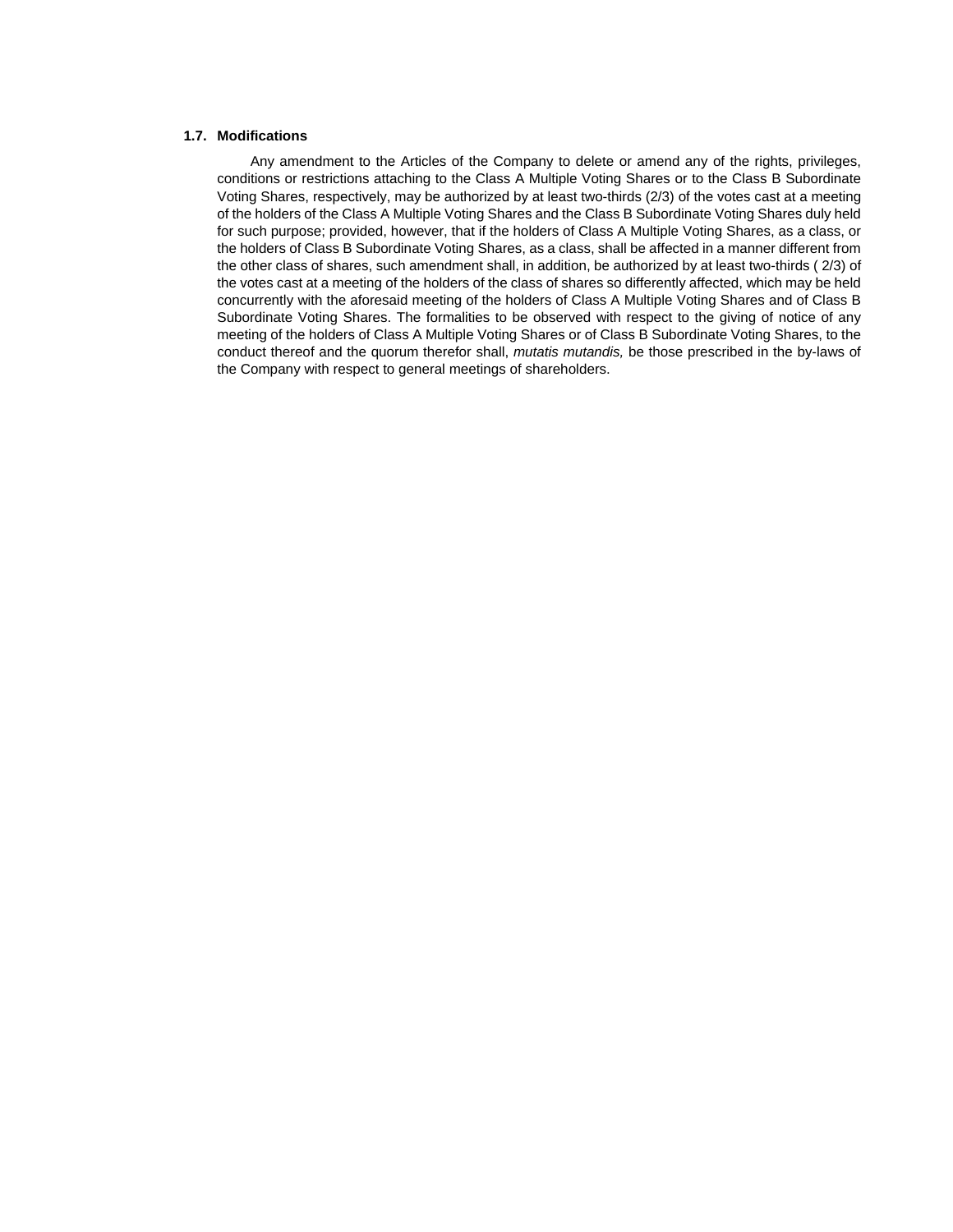### 1.7. Modifications

Any amendment to the Articles of the Company to delete or amend any of the rights, privileges, conditions or restrictions attaching to the Class A Multiple Voting Shares or to the Class B Subordinate Voting Shares, respectively, may be authorized by at least two-thirds (2/3) of the votes cast at a meeting of the holders of the Class A Multiple Voting Shares and the Class B Subordinate Voting Shares duly held for such purpose; provided, however, that if the holders of Class A Multiple Voting Shares, as a class, or the holders of Class B Subordinate Voting Shares, as a class, shall be affected in a manner different from the other class of shares, such amendment shall, in addition, be authorized by at least two-thirds ( 2/3) of the votes cast at a meeting of the holders of the class of shares so differently affected, which may be held concurrently with the aforesaid meeting of the holders of Class A Multiple Voting Shares and of Class B Subordinate Voting Shares. The formalities to be observed with respect to the giving of notice of any meeting of the holders of Class A Multiple Voting Shares or of Class B Subordinate Voting Shares, to the conduct thereof and the quorum therefor shall, *mutatis mutandis,* be those prescribed in the by-laws of the Company with respect to general meetings of shareholders.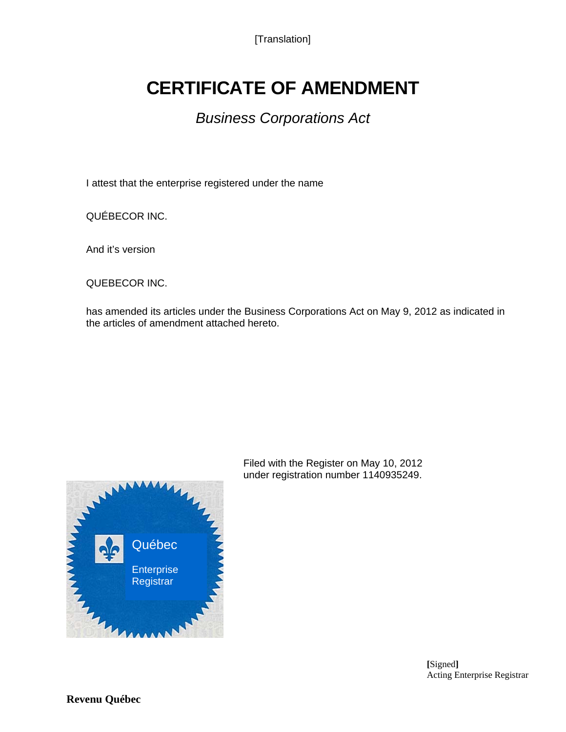[Translation]

# CERTIFICATE OF AMENDMENT

## *Business Corporations Act*

I attest that the enterprise registered under the name

QUÉBECOR INC.

And it's version

QUEBECOR INC.

has amended its articles under the Business Corporations Act on May 9, 2012 as indicated in the articles of amendment attached hereto.

Filed with the Register on May 10, 2012
under registration number 1140935249.

Québec

Enterprise Registrar

[Signed]
Acting Enterprise Registrar

**Revenu Québec**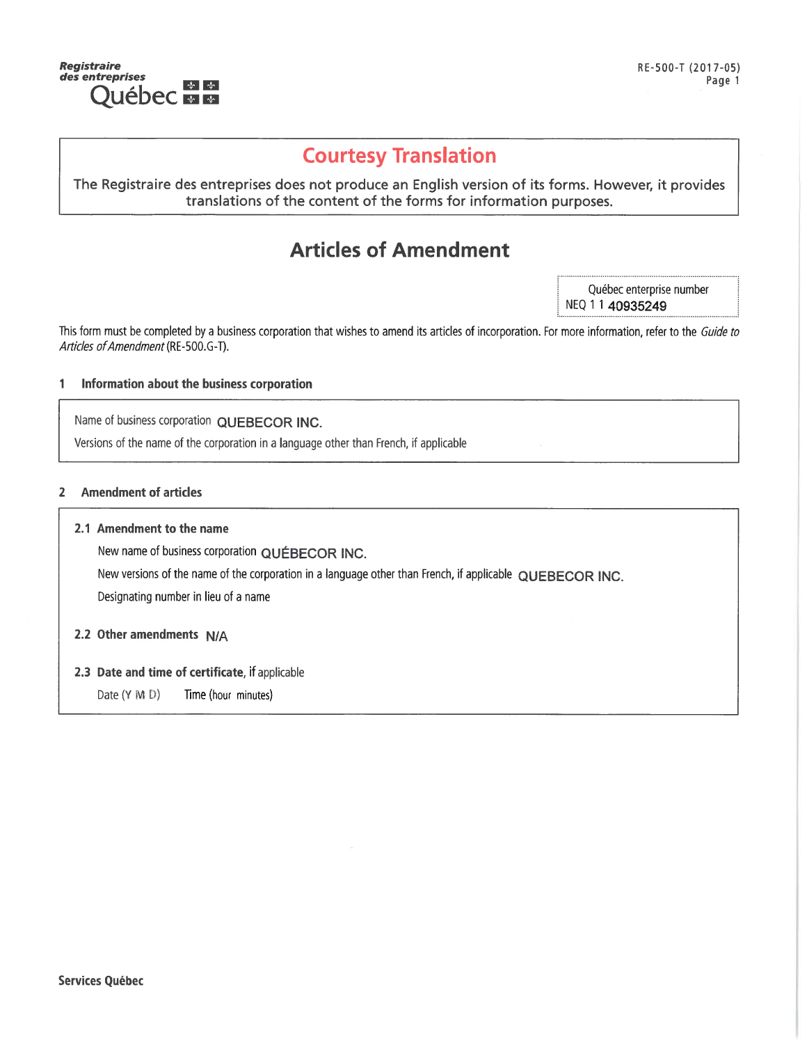Registraire des entreprises Québec

RE-500-T (2017-05)

## Courtesy Translation

The Registraire des entreprises does not produce an English version of its forms. However, it provides translations of the content of the forms for information purposes.

# Articles of Amendment

Québec enterprise number
NEQ 1 1 40935249

This form must be completed by a business corporation that wishes to amend its articles of incorporation. For more information, refer to the *Guide to Articles of Amendment* (RE-500.G-T).

### 1 Information about the business corporation

Name of business corporation QUEBECOR INC.

Versions of the name of the corporation in a language other than French, if applicable

### 2 Amendment of articles

**2.1 Amendment to the name**

New name of business corporation QUÉBECOR INC.

New versions of the name of the corporation in a language other than French, if applicable QUEBECOR INC.

Designating number in lieu of a name

**2.2 Other amendments** N/A

**2.3 Date and time of certificate**, if applicable

Date (Y M D) Time (hour minutes)

Services Québec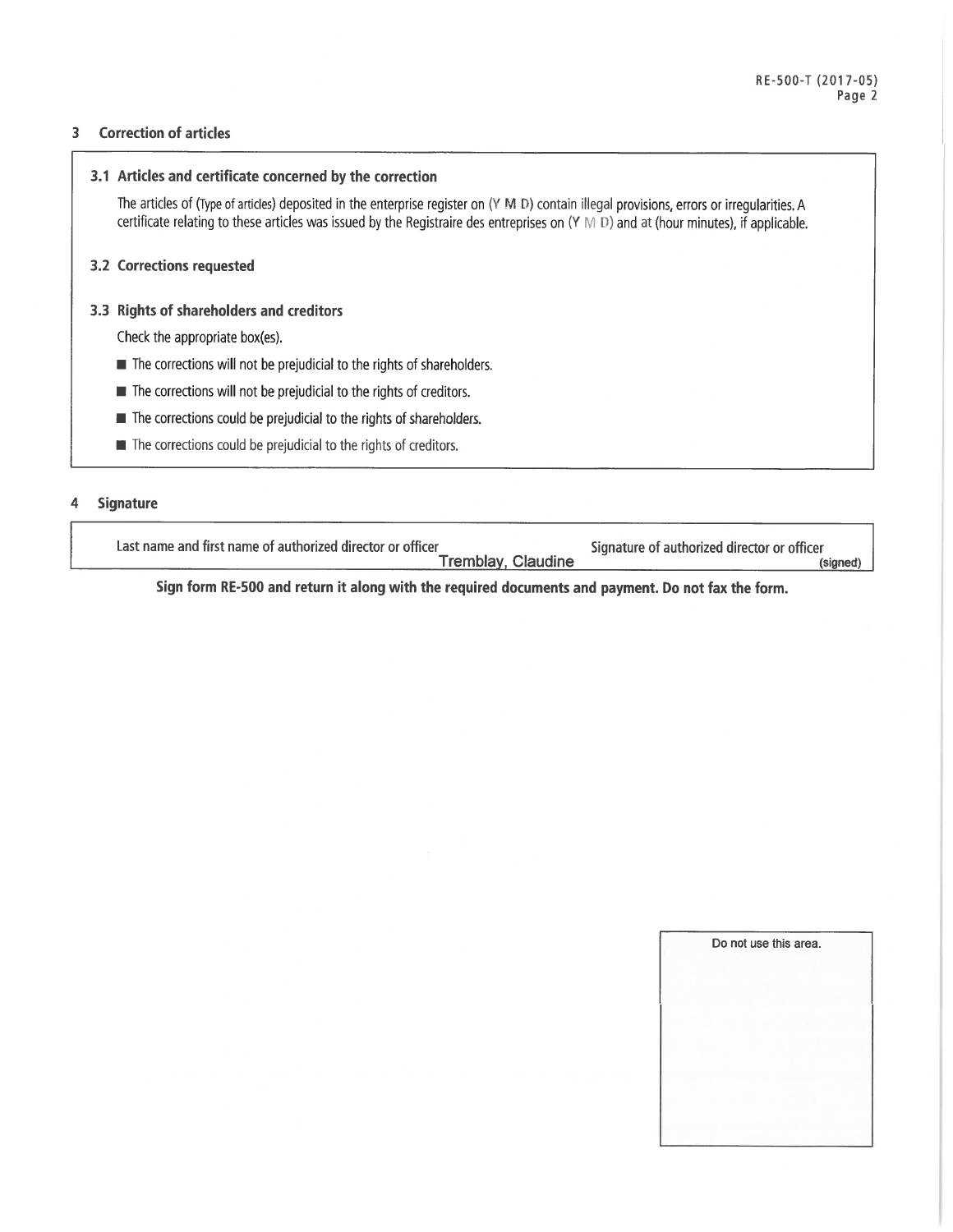## 3 Correction of articles

### 3.1 Articles and certificate concerned by the correction

The articles of (Type of articles) deposited in the enterprise register on (Y M D) contain illegal provisions, errors or irregularities. A certificate relating to these articles was issued by the Registraire des entreprises on (Y M D) and at (hour minutes), if applicable.

### 3.2 Corrections requested

### 3.3 Rights of shareholders and creditors

Check the appropriate box(es).

- ■ The corrections will not be prejudicial to the rights of shareholders.
- ■ The corrections will not be prejudicial to the rights of creditors.
- ■ The corrections could be prejudicial to the rights of shareholders.
- ■ The corrections could be prejudicial to the rights of creditors.

## 4 Signature

| Last name and first name of authorized director or officer | Signature of authorized director or officer |
|---|---|
| Tremblay, Claudine | (signed) |

**Sign form RE-500 and return it along with the required documents and payment. Do not fax the form.**

Do not use this area.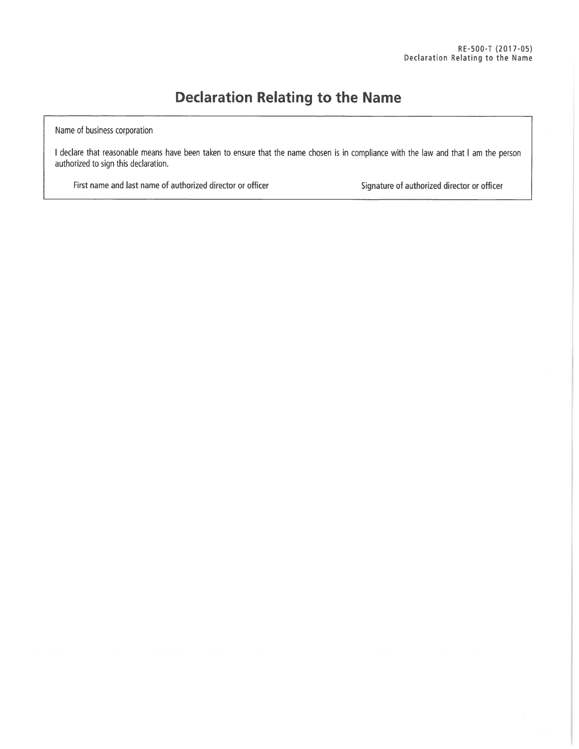# Declaration Relating to the Name

Name of business corporation

I declare that reasonable means have been taken to ensure that the name chosen is in compliance with the law and that I am the person authorized to sign this declaration.

First name and last name of authorized director or officer

Signature of authorized director or officer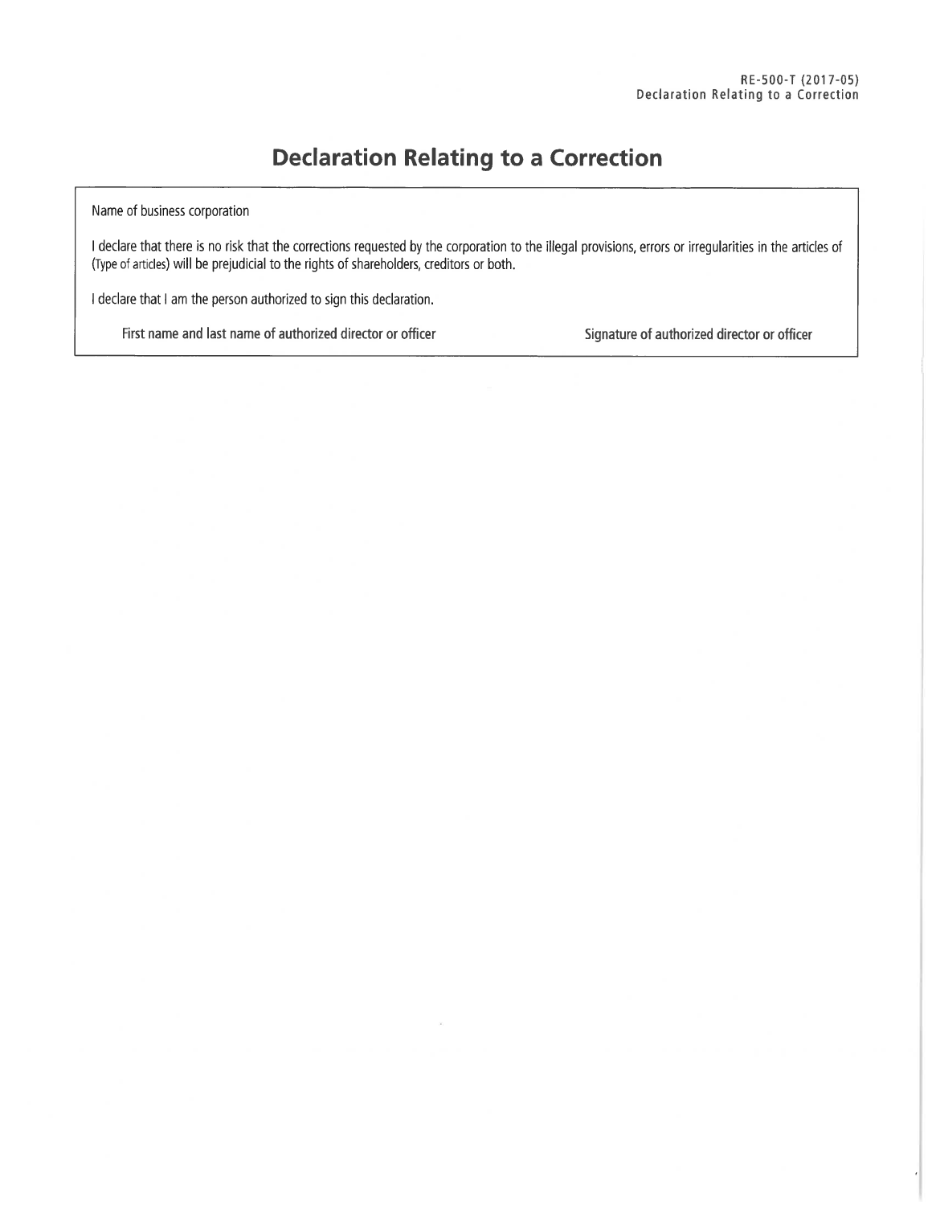# Declaration Relating to a Correction

Name of business corporation

I declare that there is no risk that the corrections requested by the corporation to the illegal provisions, errors or irregularities in the articles of (Type of articles) will be prejudicial to the rights of shareholders, creditors or both.

I declare that I am the person authorized to sign this declaration.

| First name and last name of authorized director or officer | Signature of authorized director or officer |
|---|---|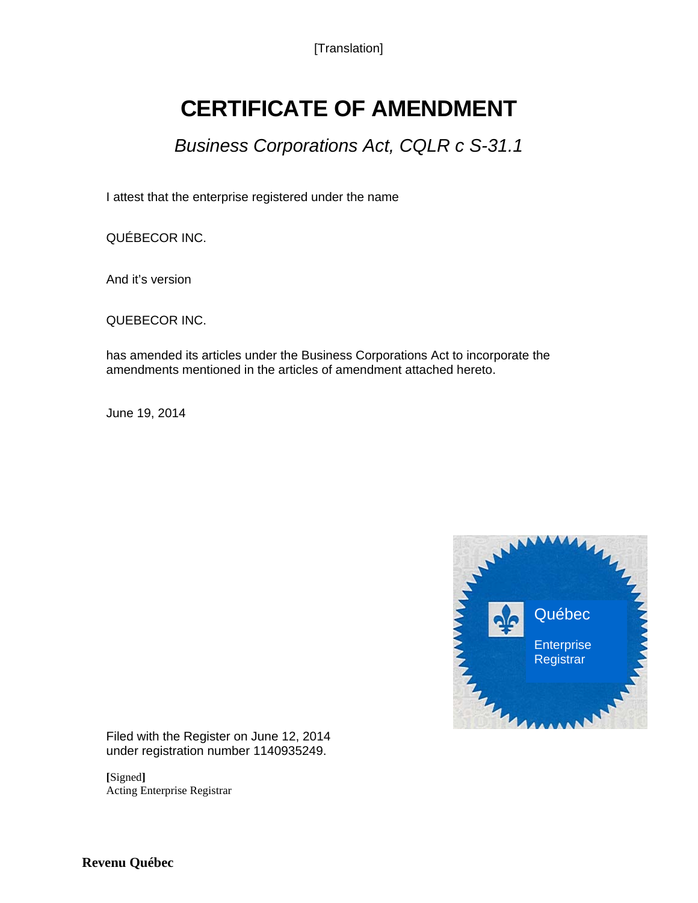[Translation]

# CERTIFICATE OF AMENDMENT

*Business Corporations Act, CQLR c S-31.1*

I attest that the enterprise registered under the name

QUÉBECOR INC.

And it's version

QUEBECOR INC.

has amended its articles under the Business Corporations Act to incorporate the amendments mentioned in the articles of amendment attached hereto.

June 19, 2014

Québec

Enterprise Registrar

Filed with the Register on June 12, 2014
under registration number 1140935249.

**[**Signed**]**
Acting Enterprise Registrar

**Revenu Québec**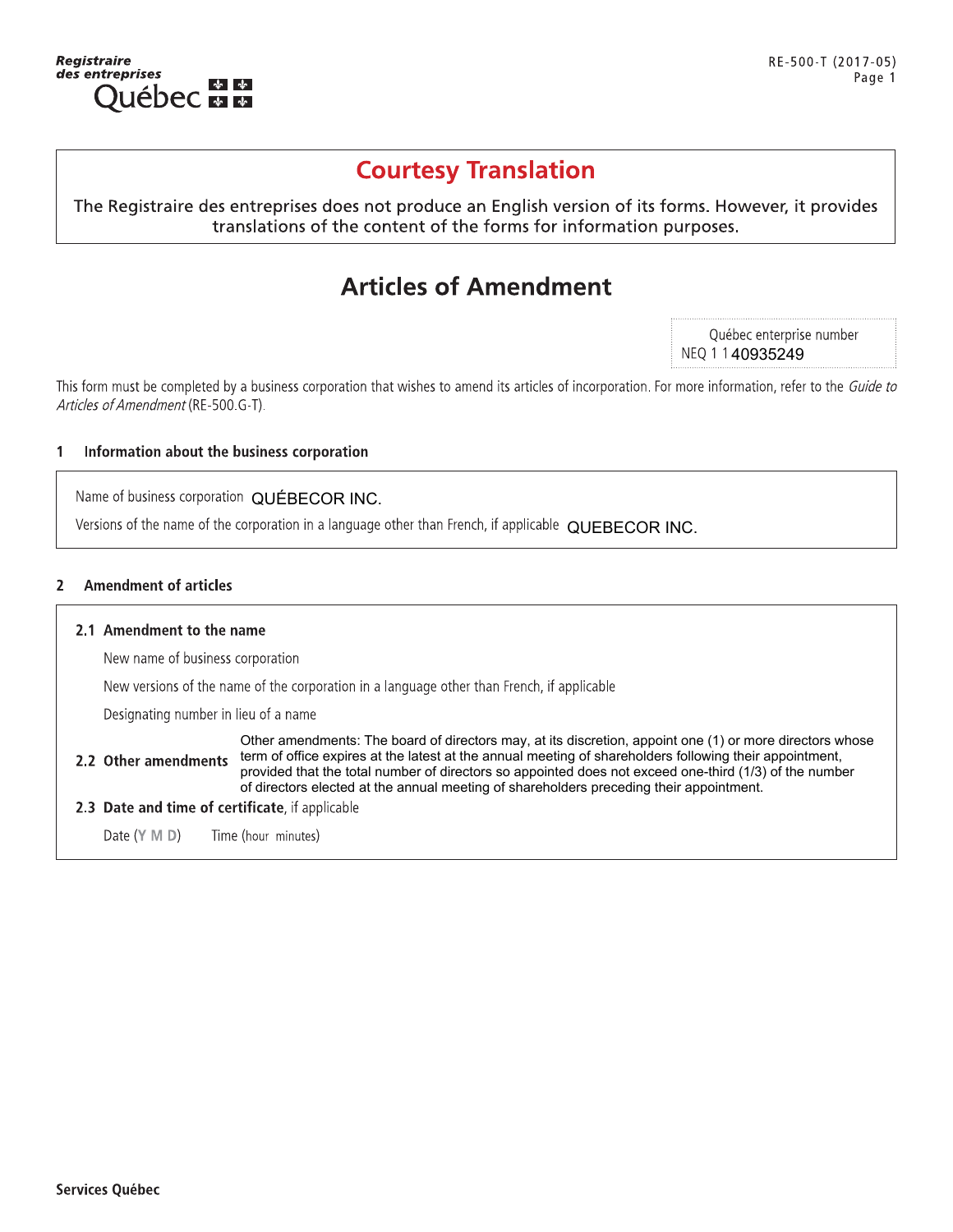Registraire des entreprises Québec

## Courtesy Translation

The Registraire des entreprises does not produce an English version of its forms. However, it provides translations of the content of the forms for information purposes.

# Articles of Amendment

Québec enterprise number
NEQ 1 1 40935249

This form must be completed by a business corporation that wishes to amend its articles of incorporation. For more information, refer to the *Guide to Articles of Amendment* (RE-500.G-T).

## 1 Information about the business corporation

Name of business corporation QUÉBECOR INC.

Versions of the name of the corporation in a language other than French, if applicable QUEBECOR INC.

## 2 Amendment of articles

### 2.1 Amendment to the name

New name of business corporation

New versions of the name of the corporation in a language other than French, if applicable

Designating number in lieu of a name

### 2.2 Other amendments

Other amendments: The board of directors may, at its discretion, appoint one (1) or more directors whose term of office expires at the latest at the annual meeting of shareholders following their appointment, provided that the total number of directors so appointed does not exceed one-third (1/3) of the number of directors elected at the annual meeting of shareholders preceding their appointment.

### 2.3 Date and time of certificate, if applicable

Date (Y M D) Time (hour minutes)

Services Québec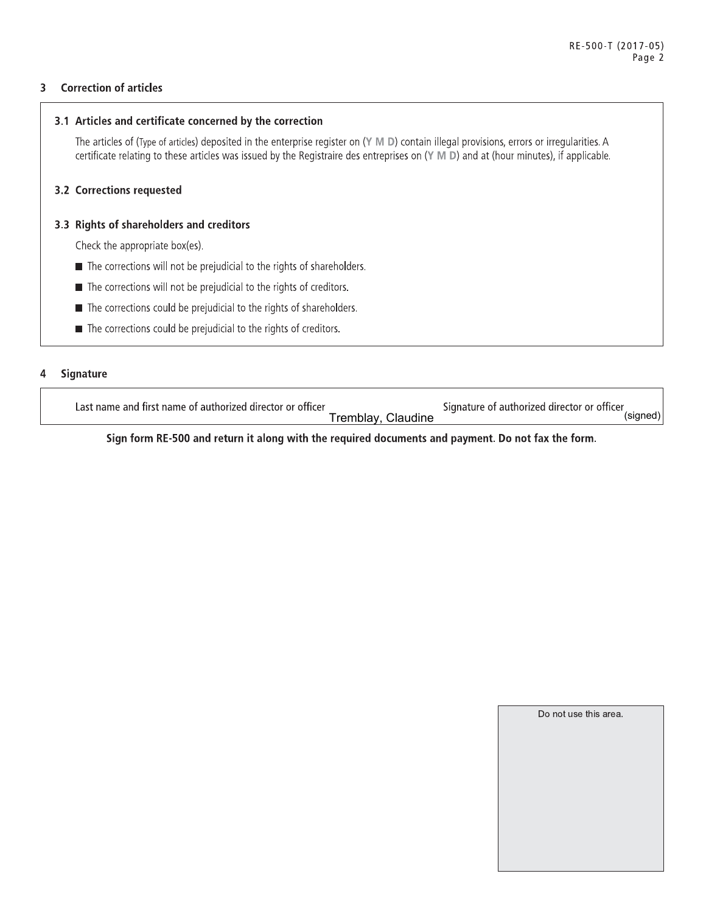## 3 Correction of articles

### 3.1 Articles and certificate concerned by the correction

The articles of (Type of articles) deposited in the enterprise register on (Y M D) contain illegal provisions, errors or irregularities. A certificate relating to these articles was issued by the Registraire des entreprises on (Y M D) and at (hour minutes), if applicable.

### 3.2 Corrections requested

### 3.3 Rights of shareholders and creditors

Check the appropriate box(es).

- ■ The corrections will not be prejudicial to the rights of shareholders.
- ■ The corrections will not be prejudicial to the rights of creditors.
- ■ The corrections could be prejudicial to the rights of shareholders.
- ■ The corrections could be prejudicial to the rights of creditors.

## 4 Signature

| Last name and first name of authorized director or officer | Signature of authorized director or officer |
|---|---|
| Tremblay, Claudine | (signed) |

**Sign form RE-500 and return it along with the required documents and payment. Do not fax the form.**

Do not use this area.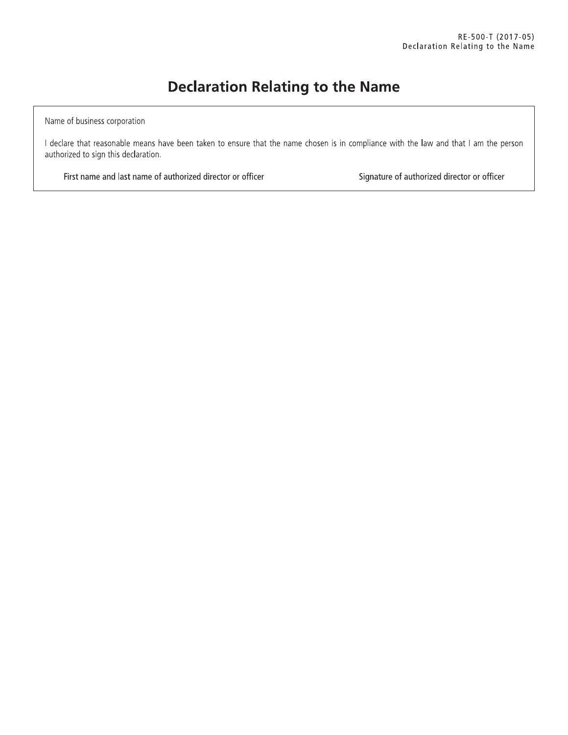# Declaration Relating to the Name

Name of business corporation

I declare that reasonable means have been taken to ensure that the name chosen is in compliance with the law and that I am the person authorized to sign this declaration.

| First name and last name of authorized director or officer | Signature of authorized director or officer |
| --- | --- |
| | |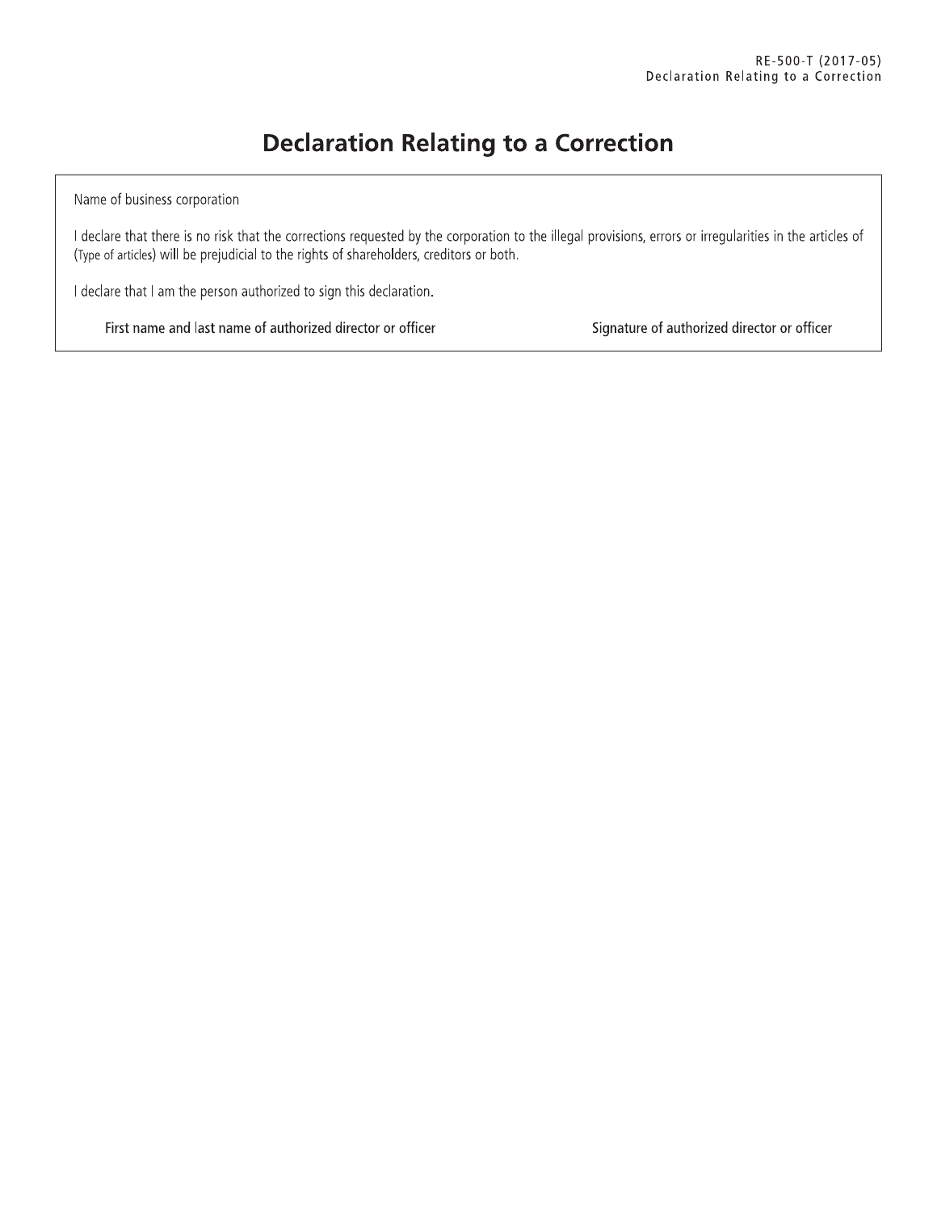# Declaration Relating to a Correction

Name of business corporation

I declare that there is no risk that the corrections requested by the corporation to the illegal provisions, errors or irregularities in the articles of (Type of articles) will be prejudicial to the rights of shareholders, creditors or both.

I declare that I am the person authorized to sign this declaration.

First name and last name of authorized director or officer

Signature of authorized director or officer